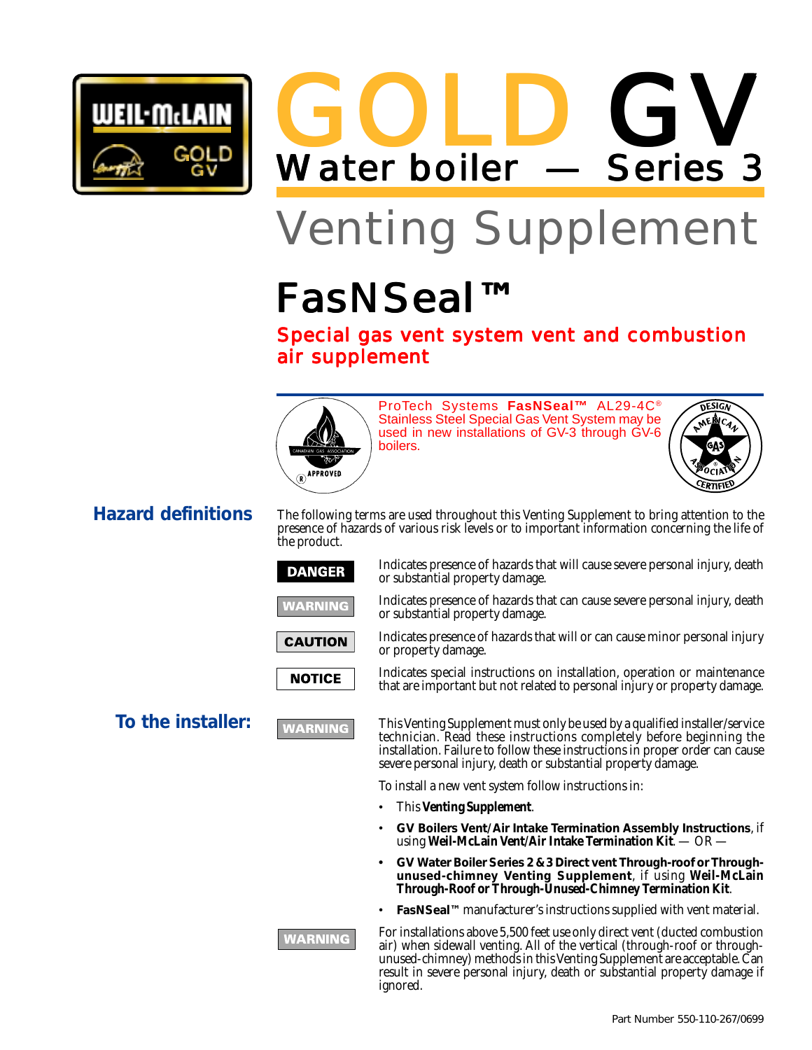# GOLD GV

## Water boiler — Series 3

# Venting Supplement

## FasNSeal™

### Special gas vent system vent and combustion air supplement

ProTech Systems **FasNSeal™** AL29-4C® Stainless Steel Special Gas Vent System may be used in new installations of GV-3 through GV-6 boilers.

## Hazard definitions

The following terms are used throughout this Venting Supplement to bring attention to the presence of hazards of various risk levels or to important information concerning the life of the product.

**DANGER** Indicates presence of hazards that will cause severe personal injury, death or substantial property damage.

**WARNING** Indicates presence of hazards that can cause severe personal injury, death or substantial property damage.

**CAUTION** Indicates presence of hazards that will or can cause minor personal injury or property damage.

**NOTICE** Indicates special instructions on installation, operation or maintenance that are important but not related to personal injury or property damage.

## To the installer:

**WARNING** This Venting Supplement must only be used by a qualified installer/service technician. Read these instructions completely before beginning the installation. Failure to follow these instructions in proper order can cause severe personal injury, death or substantial property damage.

To install a new vent system follow instructions in:

- This **Venting Supplement**.
- **GV Boilers Vent/Air Intake Termination Assembly Instructions**, if using **Weil-McLain Vent/Air Intake Termination Kit**. — OR —
- **GV Water Boiler Series 2 & 3 Direct vent Through-roof or Through-unused-chimney Venting Supplement**, if using **Weil-McLain Through-Roof or Through-Unused-Chimney Termination Kit**.
- **FasNSeal™** manufacturer's instructions supplied with vent material.

**WARNING** For installations above 5,500 feet use only direct vent (ducted combustion air) when sidewall venting. All of the vertical (through-roof or through-unused-chimney) methods in this Venting Supplement are acceptable. Can result in severe personal injury, death or substantial property damage if ignored.

Part Number 550-110-267/0699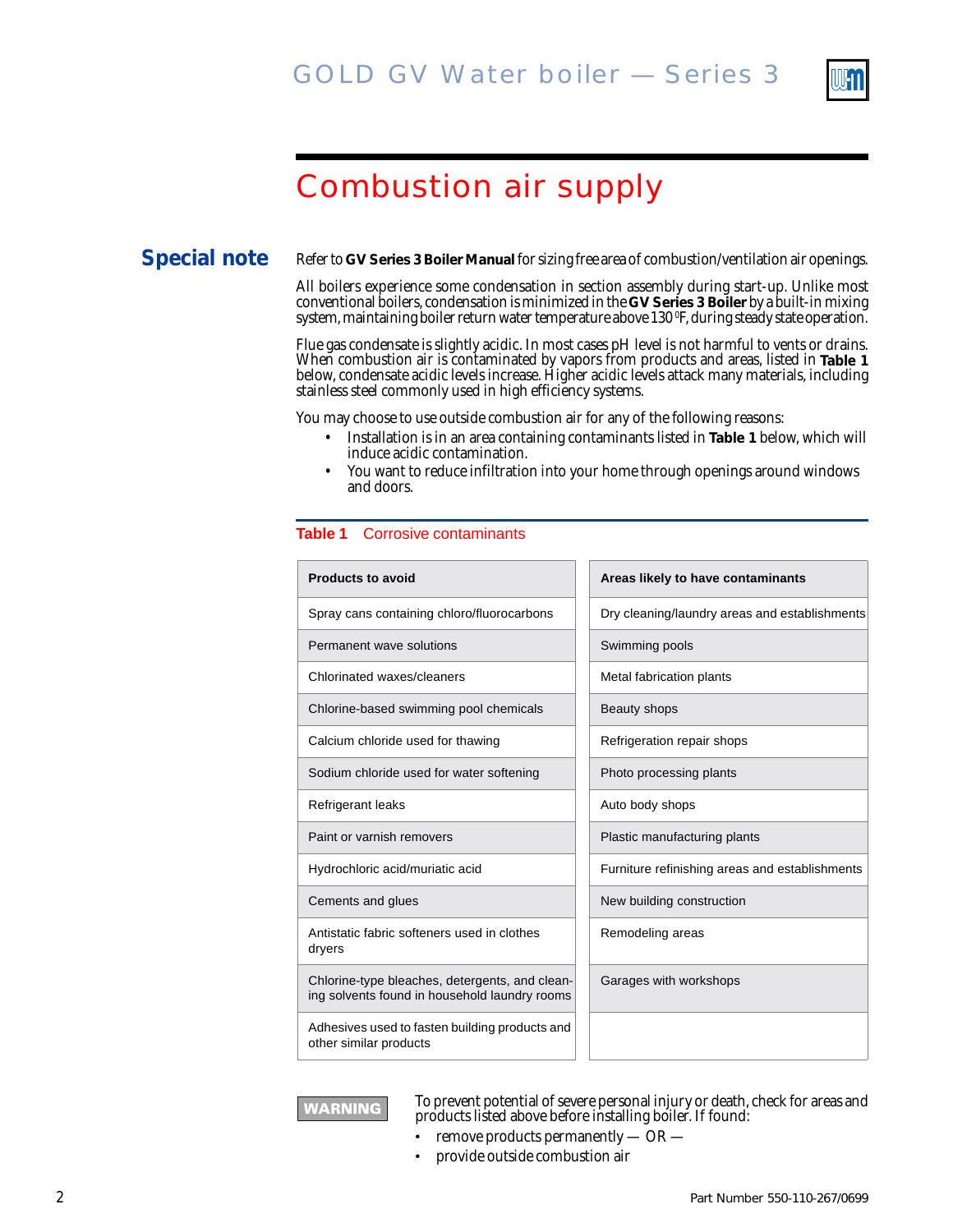# Combustion air supply

## Special note

Refer to **GV Series 3 Boiler Manual** for sizing free area of combustion/ventilation air openings.

All boilers experience some condensation in section assembly during start-up. Unlike most conventional boilers, condensation is minimized in the **GV Series 3 Boiler** by a built-in mixing system, maintaining boiler return water temperature above 130 °F, during steady state operation.

Flue gas condensate is slightly acidic. In most cases pH level is not harmful to vents or drains. When combustion air is contaminated by vapors from products and areas, listed in **Table 1** below, condensate acidic levels increase. Higher acidic levels attack many materials, including stainless steel commonly used in high efficiency systems.

You may choose to use outside combustion air for any of the following reasons:

- Installation is in an area containing contaminants listed in **Table 1** below, which will induce acidic contamination.
- You want to reduce infiltration into your home through openings around windows and doors.

**Table 1** Corrosive contaminants

| Products to avoid | Areas likely to have contaminants |
| --- | --- |
| Spray cans containing chloro/fluorocarbons | Dry cleaning/laundry areas and establishments |
| Permanent wave solutions | Swimming pools |
| Chlorinated waxes/cleaners | Metal fabrication plants |
| Chlorine-based swimming pool chemicals | Beauty shops |
| Calcium chloride used for thawing | Refrigeration repair shops |
| Sodium chloride used for water softening | Photo processing plants |
| Refrigerant leaks | Auto body shops |
| Paint or varnish removers | Plastic manufacturing plants |
| Hydrochloric acid/muriatic acid | Furniture refinishing areas and establishments |
| Cements and glues | New building construction |
| Antistatic fabric softeners used in clothes dryers | Remodeling areas |
| Chlorine-type bleaches, detergents, and cleaning solvents found in household laundry rooms | Garages with workshops |
| Adhesives used to fasten building products and other similar products | |

**WARNING**

To prevent potential of severe personal injury or death, check for areas and products listed above before installing boiler. If found:

- remove products permanently — OR —
- provide outside combustion air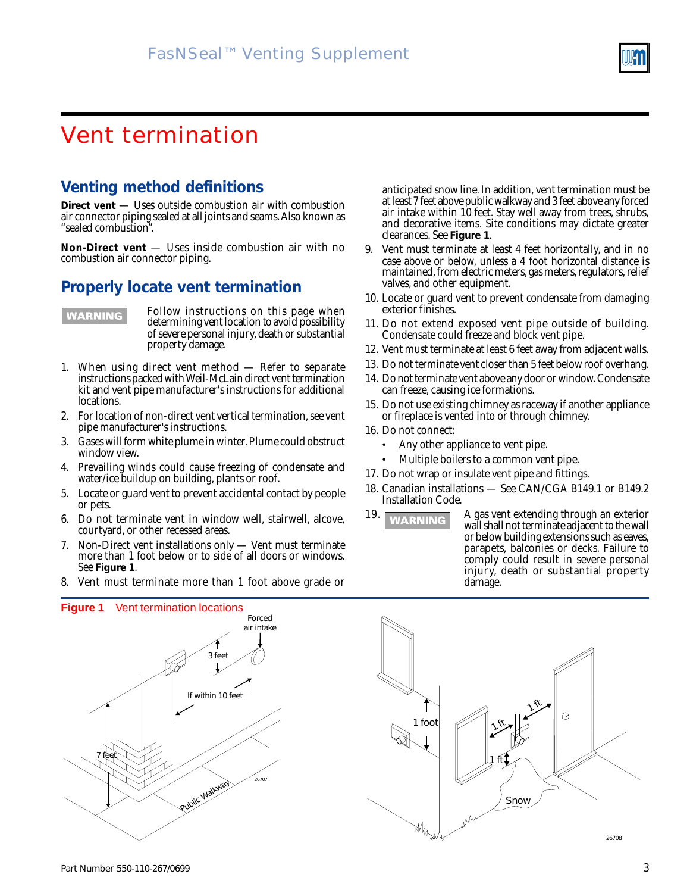# Vent termination

## Venting method definitions

**Direct vent** — Uses outside combustion air with combustion air connector piping sealed at all joints and seams. Also known as "sealed combustion".

**Non-Direct vent** — Uses inside combustion air with no combustion air connector piping.

## Properly locate vent termination

**WARNING** Follow instructions on this page when determining vent location to avoid possibility of severe personal injury, death or substantial property damage.

1. When using direct vent method — Refer to separate instructions packed with Weil-McLain direct vent termination kit and vent pipe manufacturer's instructions for additional locations.
2. For location of non-direct vent vertical termination, see vent pipe manufacturer's instructions.
3. Gases will form white plume in winter. Plume could obstruct window view.
4. Prevailing winds could cause freezing of condensate and water/ice buildup on building, plants or roof.
5. Locate or guard vent to prevent accidental contact by people or pets.
6. Do not terminate vent in window well, stairwell, alcove, courtyard, or other recessed areas.
7. Non-Direct vent installations only — Vent must terminate more than 1 foot below or to side of all doors or windows. See **Figure 1**.
8. Vent must terminate more than 1 foot above grade or anticipated snow line. In addition, vent termination must be at least 7 feet above public walkway and 3 feet above any forced air intake within 10 feet. Stay well away from trees, shrubs, and decorative items. Site conditions may dictate greater clearances. See **Figure 1**.
9. Vent must terminate at least 4 feet horizontally, and in no case above or below, unless a 4 foot horizontal distance is maintained, from electric meters, gas meters, regulators, relief valves, and other equipment.
10. Locate or guard vent to prevent condensate from damaging exterior finishes.
11. Do not extend exposed vent pipe outside of building. Condensate could freeze and block vent pipe.
12. Vent must terminate at least 6 feet away from adjacent walls.
13. Do not terminate vent closer than 5 feet below roof overhang.
14. Do not terminate vent above any door or window. Condensate can freeze, causing ice formations.
15. Do not use existing chimney as raceway if another appliance or fireplace is vented into or through chimney.
16. Do not connect:
    - Any other appliance to vent pipe.
    - Multiple boilers to a common vent pipe.
17. Do not wrap or insulate vent pipe and fittings.
18. Canadian installations — See CAN/CGA B149.1 or B149.2 Installation Code.
19. **WARNING** A gas vent extending through an exterior wall shall not terminate adjacent to the wall or below building extensions such as eaves, parapets, balconies or decks. Failure to comply could result in severe personal injury, death or substantial property damage.

**Figure 1** Vent termination locations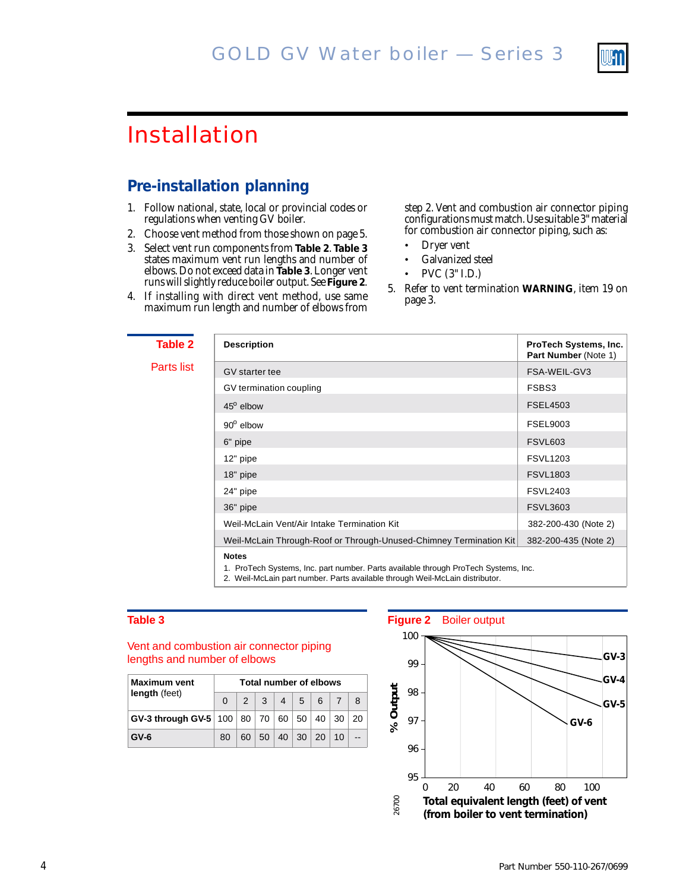# Installation

## Pre-installation planning

1. Follow national, state, local or provincial codes or regulations when venting GV boiler.
2. Choose vent method from those shown on page 5.
3. Select vent run components from **Table 2**. **Table 3** states maximum vent run lengths and number of elbows. Do not exceed data in **Table 3**. Longer vent runs will slightly reduce boiler output. See **Figure 2**.
4. If installing with direct vent method, use same maximum run length and number of elbows from step 2. Vent and combustion air connector piping configurations must match. Use suitable 3" material for combustion air connector piping, such as:
   - Dryer vent
   - Galvanized steel
   - PVC (3" I.D.)
5. Refer to vent termination **WARNING**, item 19 on page 3.

**Table 2** Parts list

| Description | ProTech Systems, Inc. Part Number (Note 1) |
|---|---|
| GV starter tee | FSA-WEIL-GV3 |
| GV termination coupling | FSBS3 |
| 45° elbow | FSEL4503 |
| 90° elbow | FSEL9003 |
| 6" pipe | FSVL603 |
| 12" pipe | FSVL1203 |
| 18" pipe | FSVL1803 |
| 24" pipe | FSVL2403 |
| 36" pipe | FSVL3603 |
| Weil-McLain Vent/Air Intake Termination Kit | 382-200-430 (Note 2) |
| Weil-McLain Through-Roof or Through-Unused-Chimney Termination Kit | 382-200-435 (Note 2) |

**Notes**

1. ProTech Systems, Inc. part number. Parts available through ProTech Systems, Inc.
2. Weil-McLain part number. Parts available through Weil-McLain distributor.

**Table 3** Vent and combustion air connector piping lengths and number of elbows

| Maximum vent length (feet) | Total number of elbows | | | | | | | |
|---|---|---|---|---|---|---|---|---|
| | 0 | 2 | 3 | 4 | 5 | 6 | 7 | 8 |
| GV-3 through GV-5 | 100 | 80 | 70 | 60 | 50 | 40 | 30 | 20 |
| GV-6 | 80 | 60 | 50 | 40 | 30 | 20 | 10 | -- |

**Figure 2** Boiler output

% Output (95–100) vs. Total equivalent length (feet) of vent (from boiler to vent termination) (0–100); curves: GV-3, GV-4, GV-5, GV-6

26700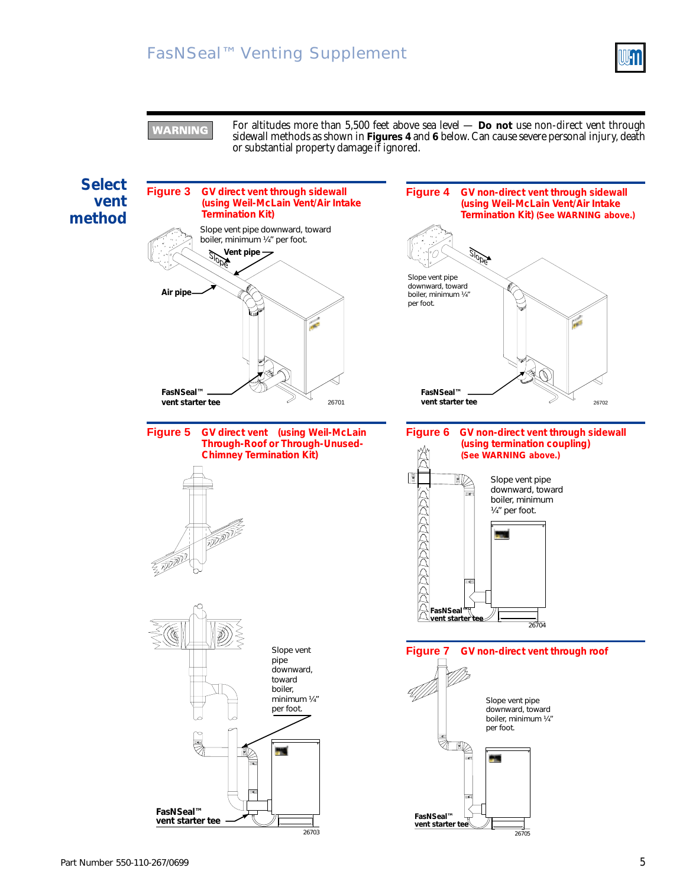**WARNING** For altitudes more than 5,500 feet above sea level — **Do not** use non-direct vent through sidewall methods as shown in **Figures 4** and **6** below. Can cause severe personal injury, death or substantial property damage if ignored.

## Select vent method

**Figure 3 GV direct vent through sidewall (using Weil-McLain Vent/Air Intake Termination Kit)**

Slope vent pipe downward, toward boiler, minimum ¼" per foot.

Vent pipe

Slope

Air pipe

FasNSeal™ vent starter tee

26701

**Figure 4 GV non-direct vent through sidewall (using Weil-McLain Vent/Air Intake Termination Kit) (See WARNING above.)**

Slope

Slope vent pipe downward, toward boiler, minimum ¼" per foot.

FasNSeal™ vent starter tee

26702

**Figure 5 GV direct vent (using Weil-McLain Through-Roof or Through-Unused-Chimney Termination Kit)**

Slope vent pipe downward, toward boiler, minimum ¼" per foot.

FasNSeal™ vent starter tee

26703

**Figure 6 GV non-direct vent through sidewall (using termination coupling) (See WARNING above.)**

Slope vent pipe downward, toward boiler, minimum ¼" per foot.

FasNSeal™ vent starter tee

26704

**Figure 7 GV non-direct vent through roof**

Slope vent pipe downward, toward boiler, minimum ¼" per foot.

FasNSeal™ vent starter tee

26705

Part Number 550-110-267/0699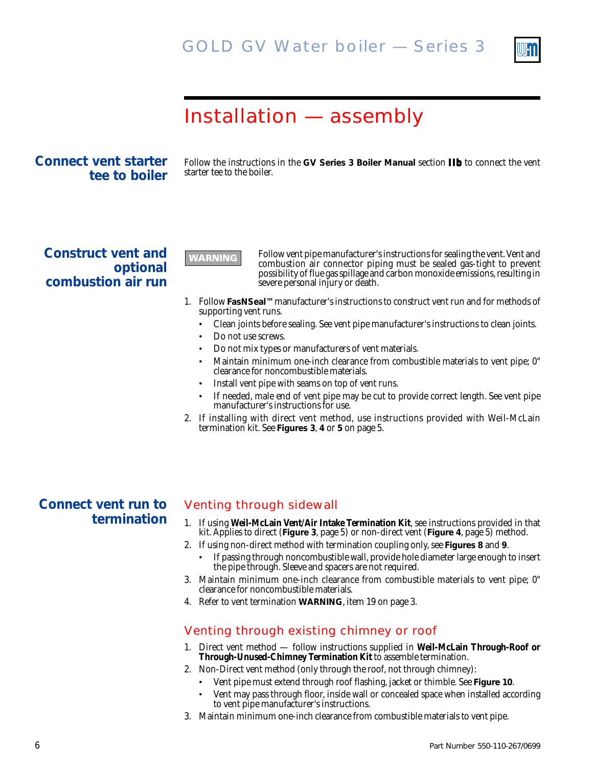# Installation — assembly

## Connect vent starter tee to boiler

Follow the instructions in the **GV Series 3 Boiler Manual** section **IIb** to connect the vent starter tee to the boiler.

## Construct vent and optional combustion air run

**WARNING** Follow vent pipe manufacturer's instructions for sealing the vent. Vent and combustion air connector piping must be sealed gas-tight to prevent possibility of flue gas spillage and carbon monoxide emissions, resulting in severe personal injury or death.

1. Follow **FasNSeal™** manufacturer's instructions to construct vent run and for methods of supporting vent runs.
   - Clean joints before sealing. See vent pipe manufacturer's instructions to clean joints.
   - Do not use screws.
   - Do not mix types or manufacturers of vent materials.
   - Maintain minimum one-inch clearance from combustible materials to vent pipe; 0" clearance for noncombustible materials.
   - Install vent pipe with seams on top of vent runs.
   - If needed, male end of vent pipe may be cut to provide correct length. See vent pipe manufacturer's instructions for use.
2. If installing with direct vent method, use instructions provided with Weil-McLain termination kit. See **Figures 3**, **4** or **5** on page 5.

## Connect vent run to termination

### Venting through sidewall

1. If using **Weil-McLain Vent/Air Intake Termination Kit**, see instructions provided in that kit. Applies to direct (**Figure 3**, page 5) or non-direct vent (**Figure 4**, page 5) method.
2. If using non-direct method with termination coupling only, see **Figures 8** and **9**.
   - If passing through noncombustible wall, provide hole diameter large enough to insert the pipe through. Sleeve and spacers are not required.
3. Maintain minimum one-inch clearance from combustible materials to vent pipe; 0" clearance for noncombustible materials.
4. Refer to vent termination **WARNING**, item 19 on page 3.

### Venting through existing chimney or roof

1. Direct vent method — follow instructions supplied in **Weil-McLain Through-Roof or Through-Unused-Chimney Termination Kit** to assemble termination.
2. Non-Direct vent method (only through the roof, not through chimney):
   - Vent pipe must extend through roof flashing, jacket or thimble. See **Figure 10**.
   - Vent may pass through floor, inside wall or concealed space when installed according to vent pipe manufacturer's instructions.
3. Maintain minimum one-inch clearance from combustible materials to vent pipe.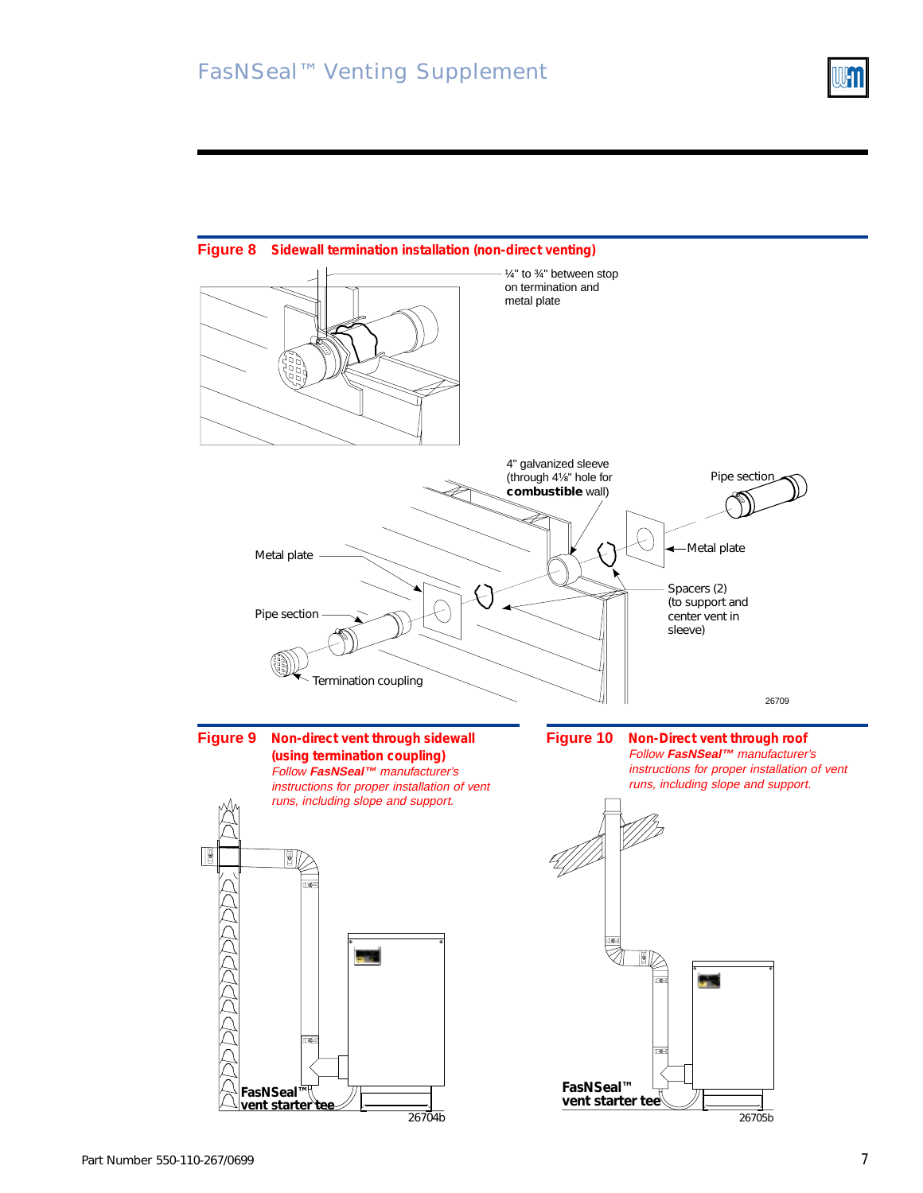## Figure 8 Sidewall termination installation (non-direct venting)

¼" to ¾" between stop on termination and metal plate

4" galvanized sleeve (through 4⅛" hole for **combustible** wall)

Pipe section

Metal plate

Metal plate

Spacers (2) (to support and center vent in sleeve)

Pipe section

Termination coupling

26709

## Figure 9 Non-direct vent through sidewall (using termination coupling)

*Follow **FasNSeal™** manufacturer's instructions for proper installation of vent runs, including slope and support.*

**FasNSeal™ vent starter tee**

26704b

## Figure 10 Non-Direct vent through roof

*Follow **FasNSeal™** manufacturer's instructions for proper installation of vent runs, including slope and support.*

**FasNSeal™ vent starter tee**

26705b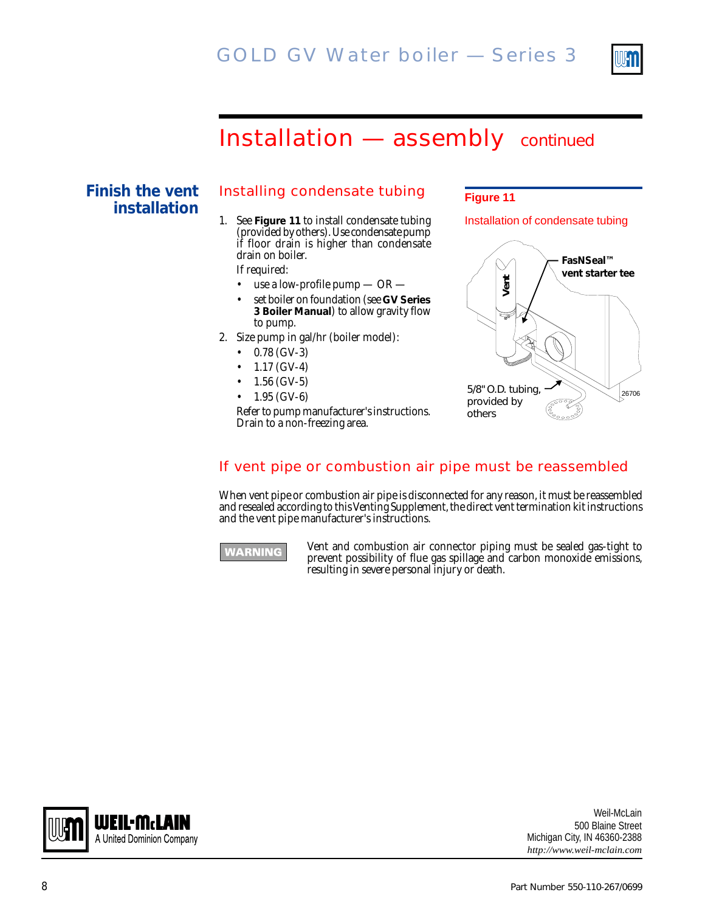# Installation — assembly continued

## Finish the vent installation

### Installing condensate tubing

1. See **Figure 11** to install condensate tubing (provided by others). Use condensate pump if floor drain is higher than condensate drain on boiler.

   If required:

   - use a low-profile pump — OR —
   - set boiler on foundation (see **GV Series 3 Boiler Manual**) to allow gravity flow to pump.

2. Size pump in gal/hr (boiler model):

   - 0.78 (GV-3)
   - 1.17 (GV-4)
   - 1.56 (GV-5)
   - 1.95 (GV-6)

   Refer to pump manufacturer's instructions. Drain to a non-freezing area.

**Figure 11**

Installation of condensate tubing

Vent

FasNSeal™ vent starter tee

5/8" O.D. tubing, provided by others

26706

### If vent pipe or combustion air pipe must be reassembled

When vent pipe or combustion air pipe is disconnected for any reason, it must be reassembled and resealed according to this Venting Supplement, the direct vent termination kit instructions and the vent pipe manufacturer's instructions.

**WARNING** Vent and combustion air connector piping must be sealed gas-tight to prevent possibility of flue gas spillage and carbon monoxide emissions, resulting in severe personal injury or death.

WEIL-McLAIN
A United Dominion Company

Weil-McLain
500 Blaine Street
Michigan City, IN 46360-2388
*http://www.weil-mclain.com*

Part Number 550-110-267/0699